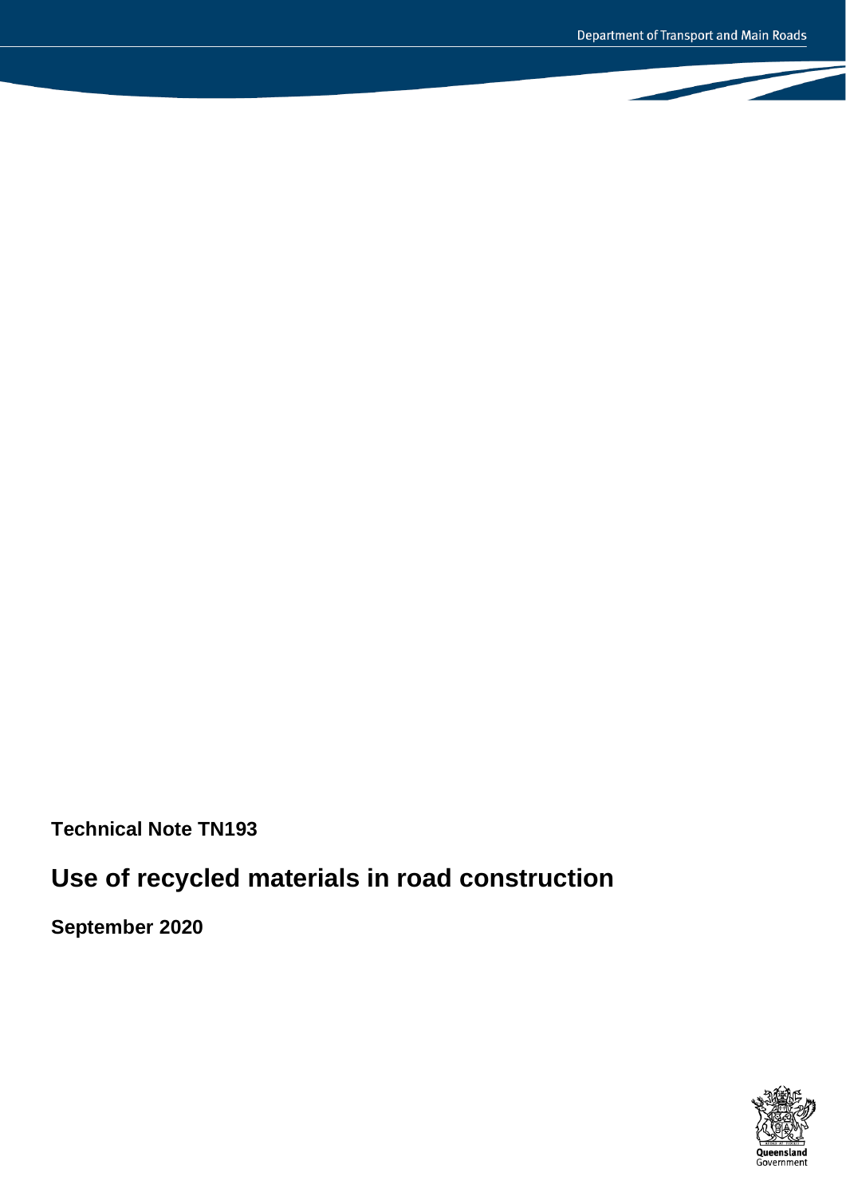**Technical Note TN193**

# Use of recycled materials in road construction

**September 2020**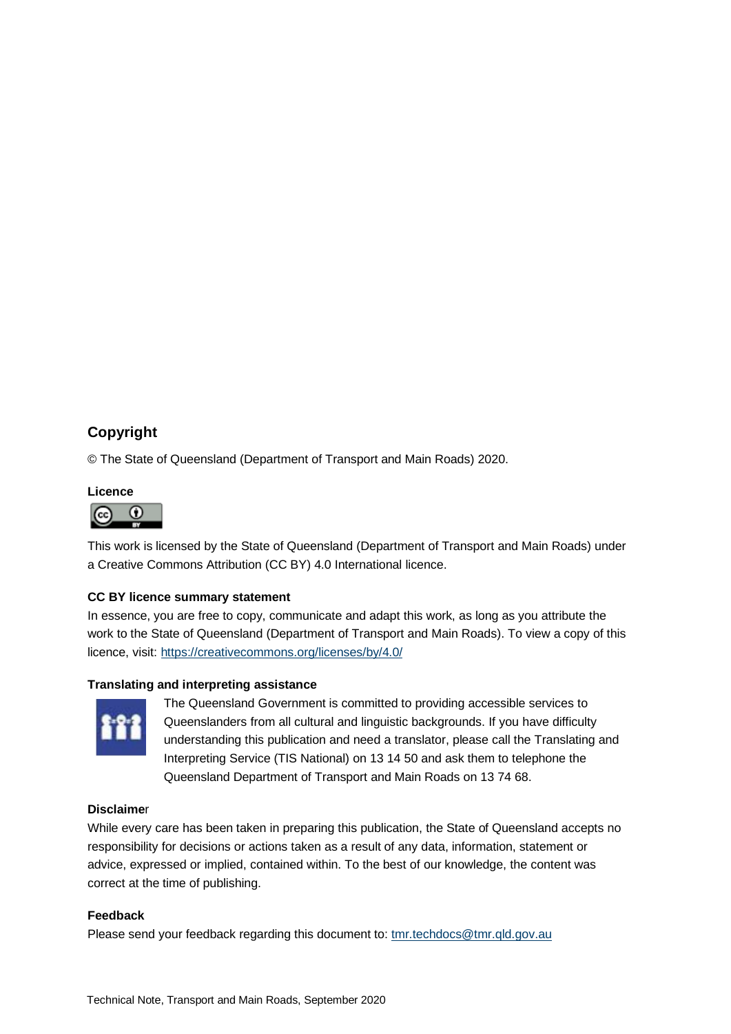## Copyright

© The State of Queensland (Department of Transport and Main Roads) 2020.

### Licence

This work is licensed by the State of Queensland (Department of Transport and Main Roads) under a Creative Commons Attribution (CC BY) 4.0 International licence.

### CC BY licence summary statement

In essence, you are free to copy, communicate and adapt this work, as long as you attribute the work to the State of Queensland (Department of Transport and Main Roads). To view a copy of this licence, visit: https://creativecommons.org/licenses/by/4.0/

### Translating and interpreting assistance

The Queensland Government is committed to providing accessible services to Queenslanders from all cultural and linguistic backgrounds. If you have difficulty understanding this publication and need a translator, please call the Translating and Interpreting Service (TIS National) on 13 14 50 and ask them to telephone the Queensland Department of Transport and Main Roads on 13 74 68.

### Disclaimer

While every care has been taken in preparing this publication, the State of Queensland accepts no responsibility for decisions or actions taken as a result of any data, information, statement or advice, expressed or implied, contained within. To the best of our knowledge, the content was correct at the time of publishing.

### Feedback

Please send your feedback regarding this document to: tmr.techdocs@tmr.qld.gov.au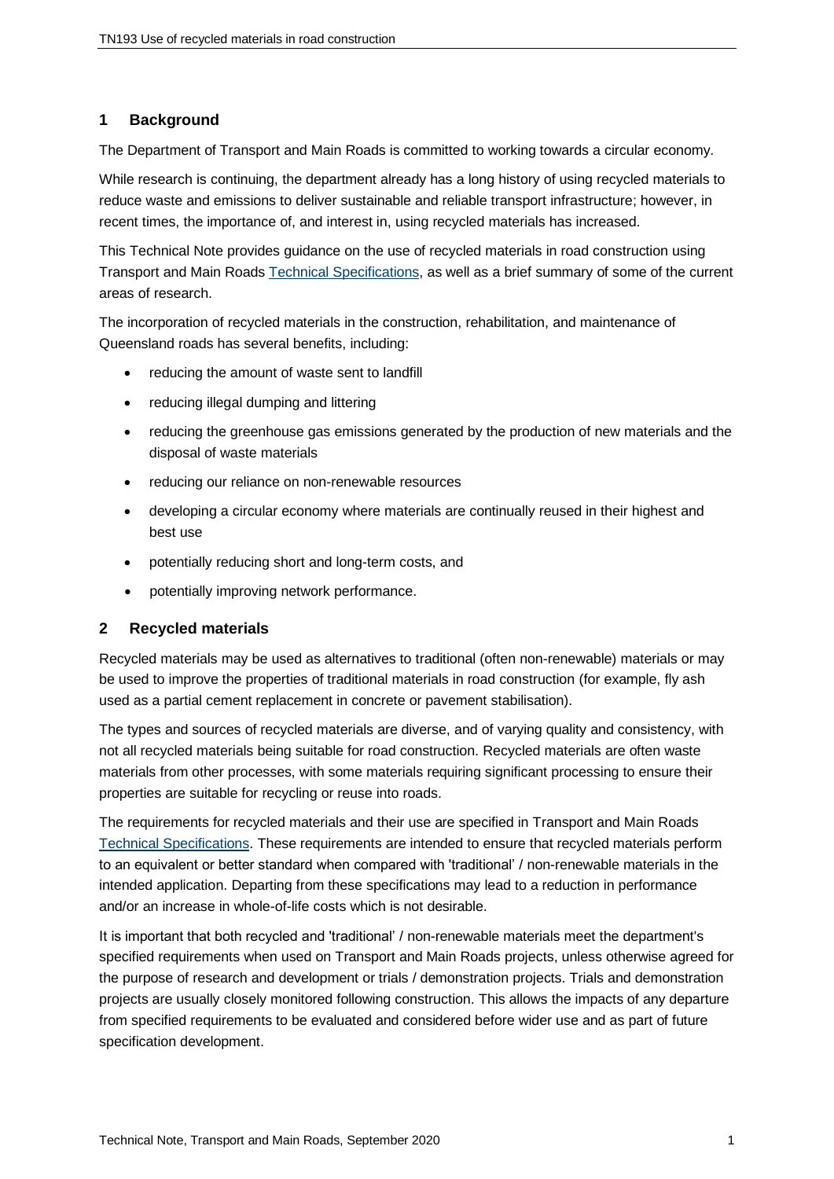## 1 Background

The Department of Transport and Main Roads is committed to working towards a circular economy.

While research is continuing, the department already has a long history of using recycled materials to reduce waste and emissions to deliver sustainable and reliable transport infrastructure; however, in recent times, the importance of, and interest in, using recycled materials has increased.

This Technical Note provides guidance on the use of recycled materials in road construction using Transport and Main Roads Technical Specifications, as well as a brief summary of some of the current areas of research.

The incorporation of recycled materials in the construction, rehabilitation, and maintenance of Queensland roads has several benefits, including:

- reducing the amount of waste sent to landfill
- reducing illegal dumping and littering
- reducing the greenhouse gas emissions generated by the production of new materials and the disposal of waste materials
- reducing our reliance on non-renewable resources
- developing a circular economy where materials are continually reused in their highest and best use
- potentially reducing short and long-term costs, and
- potentially improving network performance.

## 2 Recycled materials

Recycled materials may be used as alternatives to traditional (often non-renewable) materials or may be used to improve the properties of traditional materials in road construction (for example, fly ash used as a partial cement replacement in concrete or pavement stabilisation).

The types and sources of recycled materials are diverse, and of varying quality and consistency, with not all recycled materials being suitable for road construction. Recycled materials are often waste materials from other processes, with some materials requiring significant processing to ensure their properties are suitable for recycling or reuse into roads.

The requirements for recycled materials and their use are specified in Transport and Main Roads Technical Specifications. These requirements are intended to ensure that recycled materials perform to an equivalent or better standard when compared with 'traditional' / non-renewable materials in the intended application. Departing from these specifications may lead to a reduction in performance and/or an increase in whole-of-life costs which is not desirable.

It is important that both recycled and 'traditional' / non-renewable materials meet the department's specified requirements when used on Transport and Main Roads projects, unless otherwise agreed for the purpose of research and development or trials / demonstration projects. Trials and demonstration projects are usually closely monitored following construction. This allows the impacts of any departure from specified requirements to be evaluated and considered before wider use and as part of future specification development.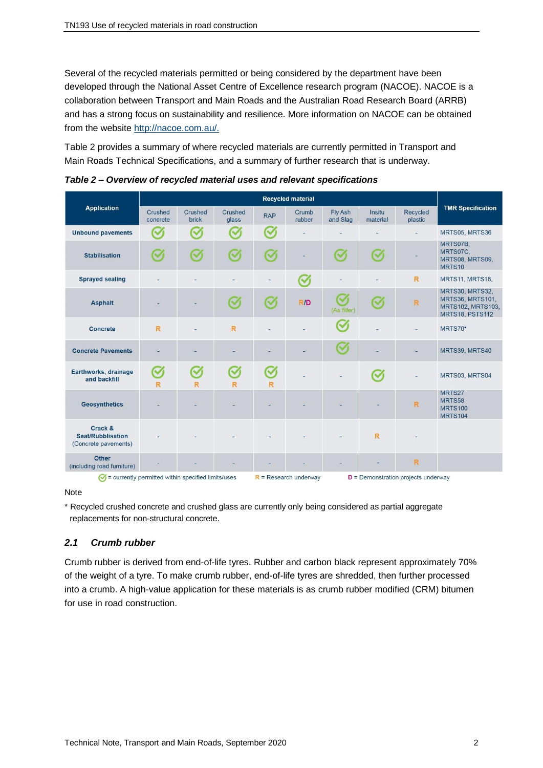Several of the recycled materials permitted or being considered by the department have been developed through the National Asset Centre of Excellence research program (NACOE). NACOE is a collaboration between Transport and Main Roads and the Australian Road Research Board (ARRB) and has a strong focus on sustainability and resilience. More information on NACOE can be obtained from the website [http://nacoe.com.au/.](http://nacoe.com.au/)

Table 2 provides a summary of where recycled materials are currently permitted in Transport and Main Roads Technical Specifications, and a summary of further research that is underway.

***Table 2 – Overview of recycled material uses and relevant specifications***

| Application | Recycled material | | | | | | | | TMR Specification |
|---|---|---|---|---|---|---|---|---|---|
| | Crushed concrete | Crushed brick | Crushed glass | RAP | Crumb rubber | Fly Ash and Slag | Insitu material | Recycled plastic | |
| **Unbound pavements** | ✓ | ✓ | ✓ | ✓ | - | - | - | - | MRTS05, MRTS36 |
| **Stabilisation** | ✓ | ✓ | ✓ | ✓ | - | ✓ | ✓ | - | MRTS07B, MRTS07C, MRTS08, MRTS09, MRTS10 |
| **Sprayed sealing** | - | - | - | - | ✓ | - | - | R | MRTS11, MRTS18, |
| **Asphalt** | - | - | ✓ | ✓ | R/D | ✓ (As filler) | ✓ | R | MRTS30, MRTS32, MRTS36, MRTS101, MRTS102, MRTS103, MRTS18, PSTS112 |
| **Concrete** | R | - | R | - | - | ✓ | - | - | MRTS70* |
| **Concrete Pavements** | - | - | - | - | - | ✓ | - | - | MRTS39, MRTS40 |
| **Earthworks, drainage and backfill** | ✓ R | ✓ R | ✓ R | ✓ R | - | - | ✓ | - | MRTS03, MRTS04 |
| **Geosynthetics** | - | - | - | - | - | - | - | R | MRTS27 MRTS58 MRTS100 MRTS104 |
| **Crack & Seat/Rubblisation** (Concrete pavements) | - | - | - | - | - | - | R | - | |
| **Other** (including road furniture) | - | - | - | - | - | - | - | R | |

✓ = currently permitted within specified limits/uses   R = Research underway   D = Demonstration projects underway

Note

\* Recycled crushed concrete and crushed glass are currently only being considered as partial aggregate replacements for non-structural concrete.

## *2.1 Crumb rubber*

Crumb rubber is derived from end-of-life tyres. Rubber and carbon black represent approximately 70% of the weight of a tyre. To make crumb rubber, end-of-life tyres are shredded, then further processed into a crumb. A high-value application for these materials is as crumb rubber modified (CRM) bitumen for use in road construction.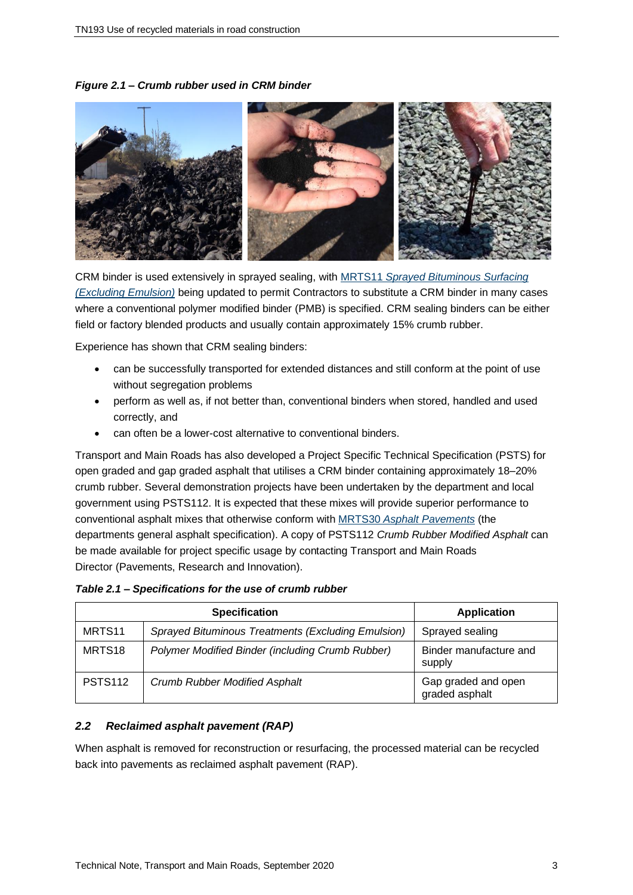*Figure 2.1 – Crumb rubber used in CRM binder*

CRM binder is used extensively in sprayed sealing, with MRTS11 *Sprayed Bituminous Surfacing (Excluding Emulsion)* being updated to permit Contractors to substitute a CRM binder in many cases where a conventional polymer modified binder (PMB) is specified. CRM sealing binders can be either field or factory blended products and usually contain approximately 15% crumb rubber.

Experience has shown that CRM sealing binders:

- can be successfully transported for extended distances and still conform at the point of use without segregation problems
- perform as well as, if not better than, conventional binders when stored, handled and used correctly, and
- can often be a lower-cost alternative to conventional binders.

Transport and Main Roads has also developed a Project Specific Technical Specification (PSTS) for open graded and gap graded asphalt that utilises a CRM binder containing approximately 18–20% crumb rubber. Several demonstration projects have been undertaken by the department and local government using PSTS112. It is expected that these mixes will provide superior performance to conventional asphalt mixes that otherwise conform with MRTS30 *Asphalt Pavements* (the departments general asphalt specification). A copy of PSTS112 *Crumb Rubber Modified Asphalt* can be made available for project specific usage by contacting Transport and Main Roads Director (Pavements, Research and Innovation).

*Table 2.1 – Specifications for the use of crumb rubber*

| Specification | | Application |
|---|---|---|
| MRTS11 | *Sprayed Bituminous Treatments (Excluding Emulsion)* | Sprayed sealing |
| MRTS18 | *Polymer Modified Binder (including Crumb Rubber)* | Binder manufacture and supply |
| PSTS112 | *Crumb Rubber Modified Asphalt* | Gap graded and open graded asphalt |

### *2.2 Reclaimed asphalt pavement (RAP)*

When asphalt is removed for reconstruction or resurfacing, the processed material can be recycled back into pavements as reclaimed asphalt pavement (RAP).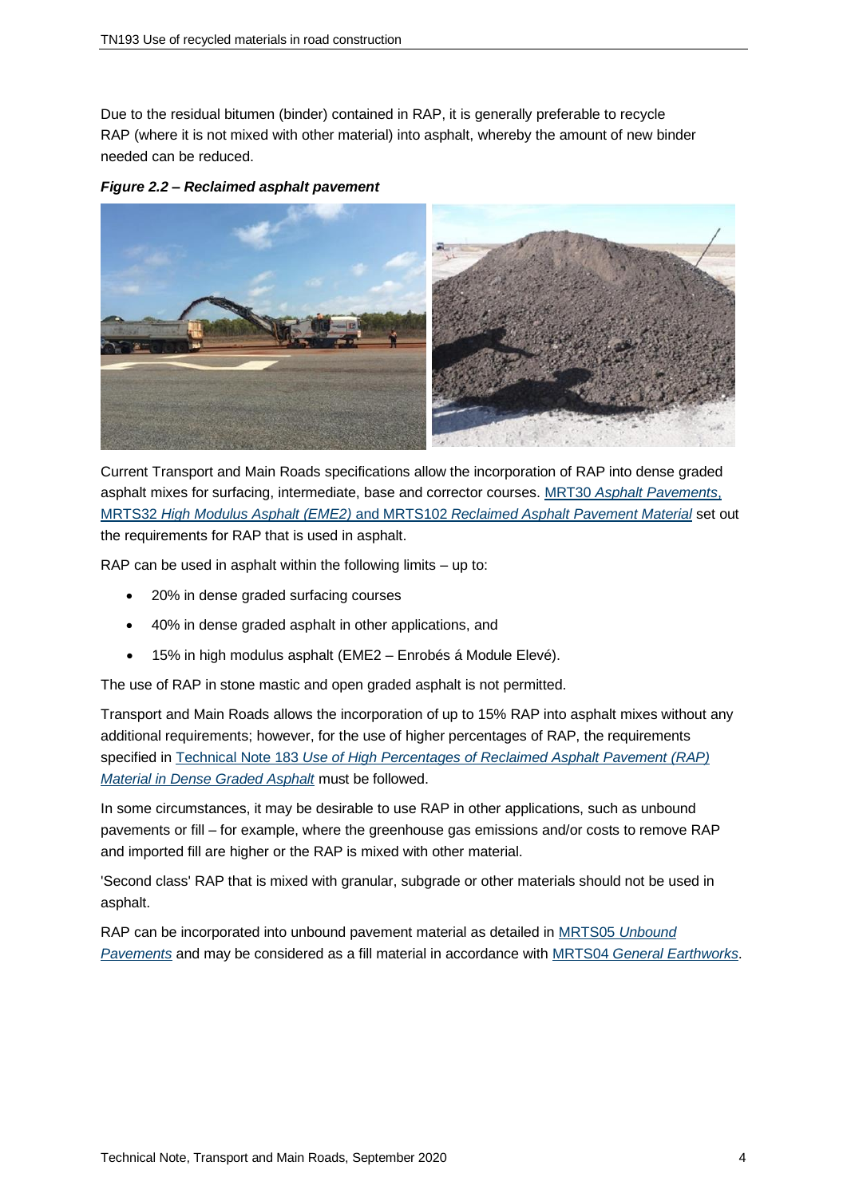Due to the residual bitumen (binder) contained in RAP, it is generally preferable to recycle RAP (where it is not mixed with other material) into asphalt, whereby the amount of new binder needed can be reduced.

***Figure 2.2 – Reclaimed asphalt pavement***

Current Transport and Main Roads specifications allow the incorporation of RAP into dense graded asphalt mixes for surfacing, intermediate, base and corrector courses. MRT30 *Asphalt Pavements*, MRTS32 *High Modulus Asphalt (EME2)* and MRTS102 *Reclaimed Asphalt Pavement Material* set out the requirements for RAP that is used in asphalt.

RAP can be used in asphalt within the following limits – up to:

- 20% in dense graded surfacing courses
- 40% in dense graded asphalt in other applications, and
- 15% in high modulus asphalt (EME2 – Enrobés á Module Elevé).

The use of RAP in stone mastic and open graded asphalt is not permitted.

Transport and Main Roads allows the incorporation of up to 15% RAP into asphalt mixes without any additional requirements; however, for the use of higher percentages of RAP, the requirements specified in Technical Note 183 *Use of High Percentages of Reclaimed Asphalt Pavement (RAP) Material in Dense Graded Asphalt* must be followed.

In some circumstances, it may be desirable to use RAP in other applications, such as unbound pavements or fill – for example, where the greenhouse gas emissions and/or costs to remove RAP and imported fill are higher or the RAP is mixed with other material.

'Second class' RAP that is mixed with granular, subgrade or other materials should not be used in asphalt.

RAP can be incorporated into unbound pavement material as detailed in MRTS05 *Unbound Pavements* and may be considered as a fill material in accordance with MRTS04 *General Earthworks*.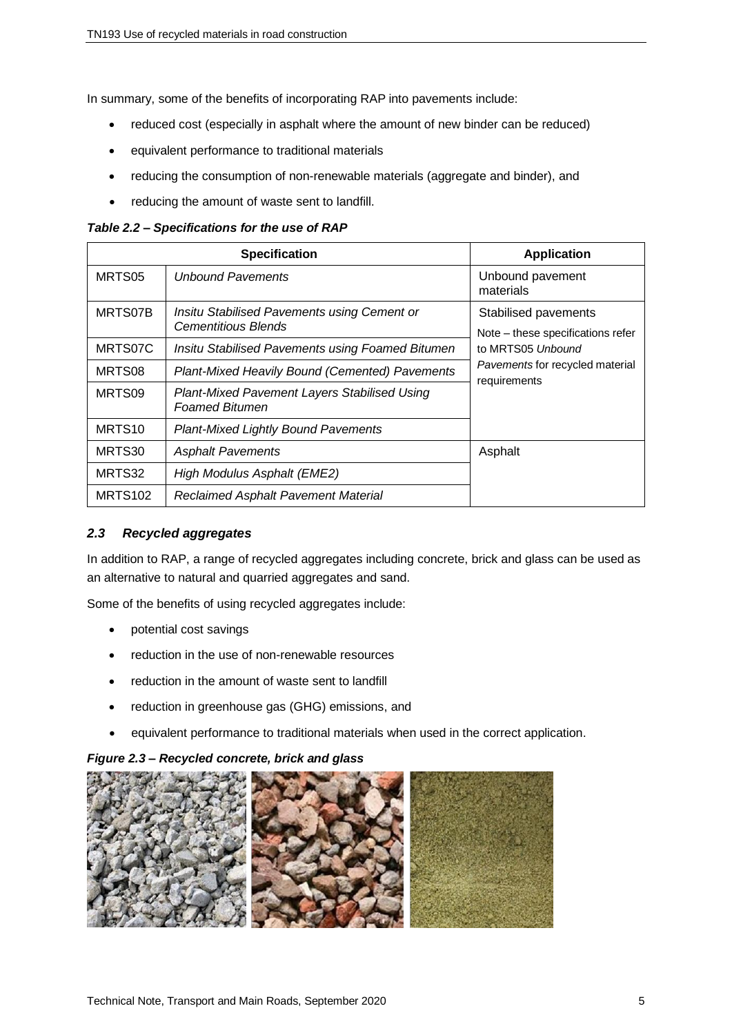In summary, some of the benefits of incorporating RAP into pavements include:

- reduced cost (especially in asphalt where the amount of new binder can be reduced)
- equivalent performance to traditional materials
- reducing the consumption of non-renewable materials (aggregate and binder), and
- reducing the amount of waste sent to landfill.

***Table 2.2 – Specifications for the use of RAP***

| Specification | | Application |
|---|---|---|
| MRTS05 | *Unbound Pavements* | Unbound pavement materials |
| MRTS07B | *Insitu Stabilised Pavements using Cement or Cementitious Blends* | Stabilised pavements<br>Note – these specifications refer to MRTS05 *Unbound Pavements* for recycled material requirements |
| MRTS07C | *Insitu Stabilised Pavements using Foamed Bitumen* | |
| MRTS08 | *Plant-Mixed Heavily Bound (Cemented) Pavements* | |
| MRTS09 | *Plant-Mixed Pavement Layers Stabilised Using Foamed Bitumen* | |
| MRTS10 | *Plant-Mixed Lightly Bound Pavements* | |
| MRTS30 | *Asphalt Pavements* | Asphalt |
| MRTS32 | *High Modulus Asphalt (EME2)* | |
| MRTS102 | *Reclaimed Asphalt Pavement Material* | |

## *2.3 Recycled aggregates*

In addition to RAP, a range of recycled aggregates including concrete, brick and glass can be used as an alternative to natural and quarried aggregates and sand.

Some of the benefits of using recycled aggregates include:

- potential cost savings
- reduction in the use of non-renewable resources
- reduction in the amount of waste sent to landfill
- reduction in greenhouse gas (GHG) emissions, and
- equivalent performance to traditional materials when used in the correct application.

***Figure 2.3 – Recycled concrete, brick and glass***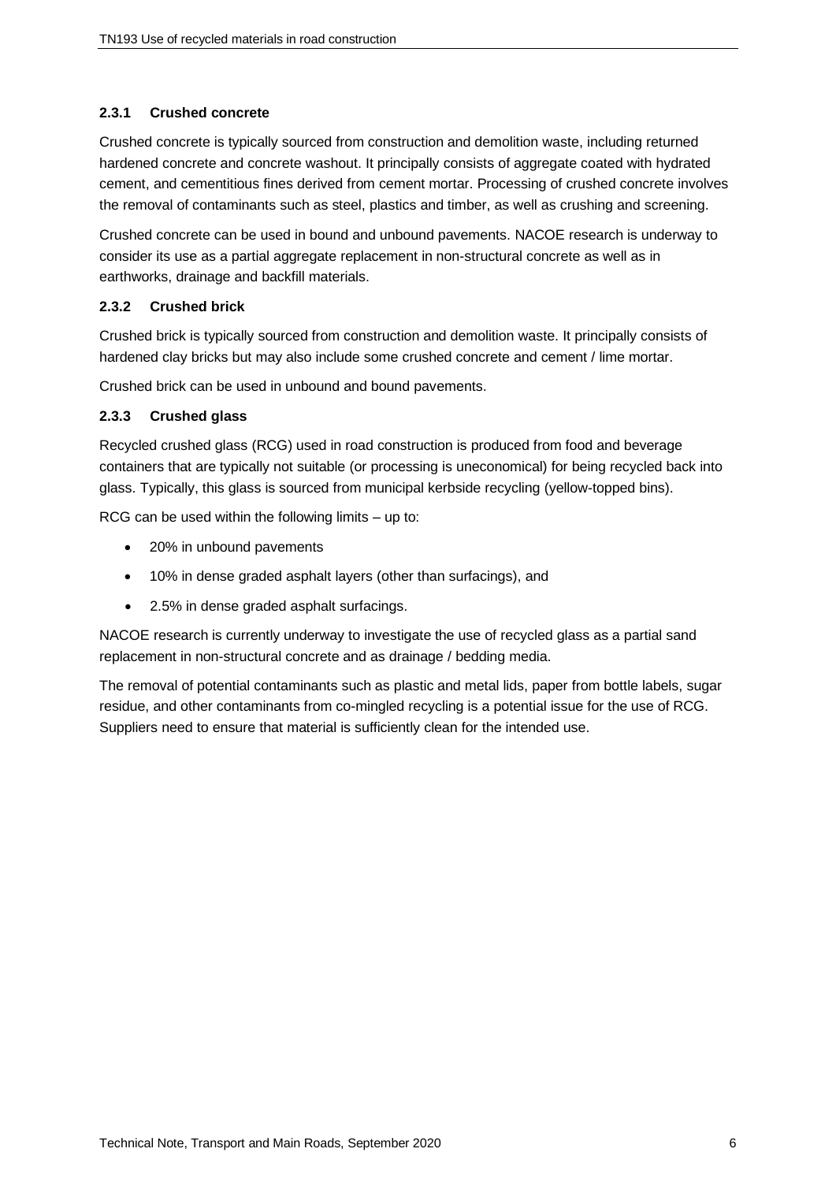### 2.3.1 Crushed concrete

Crushed concrete is typically sourced from construction and demolition waste, including returned hardened concrete and concrete washout. It principally consists of aggregate coated with hydrated cement, and cementitious fines derived from cement mortar. Processing of crushed concrete involves the removal of contaminants such as steel, plastics and timber, as well as crushing and screening.

Crushed concrete can be used in bound and unbound pavements. NACOE research is underway to consider its use as a partial aggregate replacement in non-structural concrete as well as in earthworks, drainage and backfill materials.

### 2.3.2 Crushed brick

Crushed brick is typically sourced from construction and demolition waste. It principally consists of hardened clay bricks but may also include some crushed concrete and cement / lime mortar.

Crushed brick can be used in unbound and bound pavements.

### 2.3.3 Crushed glass

Recycled crushed glass (RCG) used in road construction is produced from food and beverage containers that are typically not suitable (or processing is uneconomical) for being recycled back into glass. Typically, this glass is sourced from municipal kerbside recycling (yellow-topped bins).

RCG can be used within the following limits – up to:

- 20% in unbound pavements
- 10% in dense graded asphalt layers (other than surfacings), and
- 2.5% in dense graded asphalt surfacings.

NACOE research is currently underway to investigate the use of recycled glass as a partial sand replacement in non-structural concrete and as drainage / bedding media.

The removal of potential contaminants such as plastic and metal lids, paper from bottle labels, sugar residue, and other contaminants from co-mingled recycling is a potential issue for the use of RCG. Suppliers need to ensure that material is sufficiently clean for the intended use.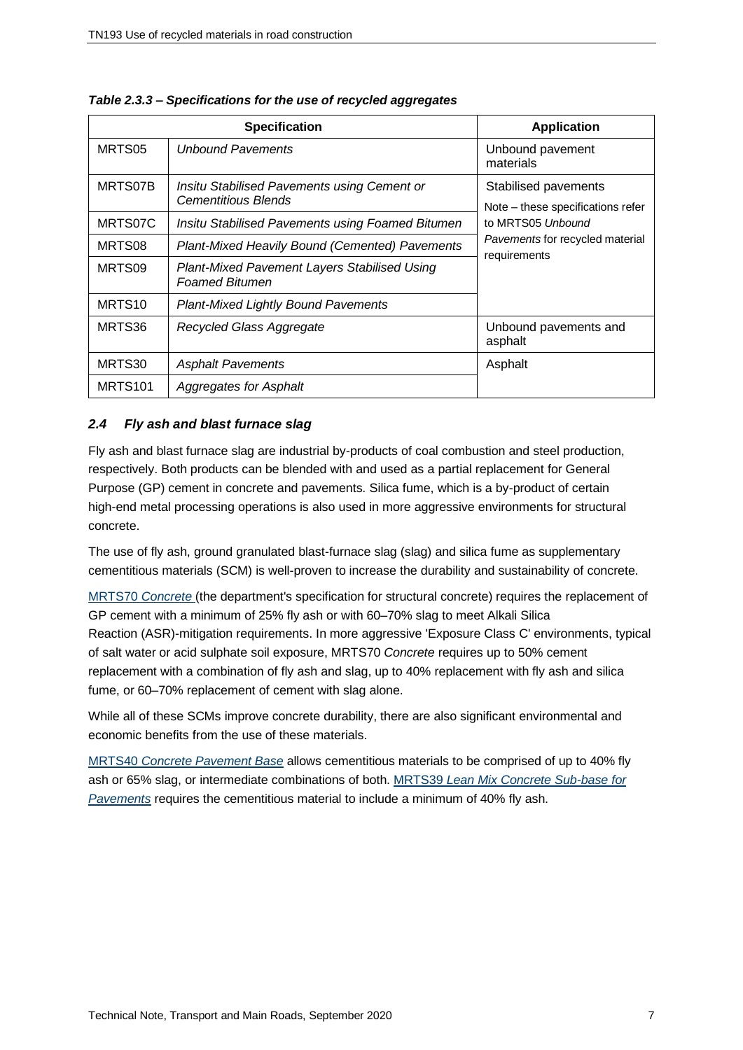*Table 2.3.3 – Specifications for the use of recycled aggregates*

| Specification | | Application |
|---|---|---|
| MRTS05 | *Unbound Pavements* | Unbound pavement materials |
| MRTS07B | *Insitu Stabilised Pavements using Cement or Cementitious Blends* | Stabilised pavements<br>Note – these specifications refer to MRTS05 *Unbound Pavements* for recycled material requirements |
| MRTS07C | *Insitu Stabilised Pavements using Foamed Bitumen* | |
| MRTS08 | *Plant-Mixed Heavily Bound (Cemented) Pavements* | |
| MRTS09 | *Plant-Mixed Pavement Layers Stabilised Using Foamed Bitumen* | |
| MRTS10 | *Plant-Mixed Lightly Bound Pavements* | |
| MRTS36 | *Recycled Glass Aggregate* | Unbound pavements and asphalt |
| MRTS30 | *Asphalt Pavements* | Asphalt |
| MRTS101 | *Aggregates for Asphalt* | |

### *2.4 Fly ash and blast furnace slag*

Fly ash and blast furnace slag are industrial by-products of coal combustion and steel production, respectively. Both products can be blended with and used as a partial replacement for General Purpose (GP) cement in concrete and pavements. Silica fume, which is a by-product of certain high-end metal processing operations is also used in more aggressive environments for structural concrete.

The use of fly ash, ground granulated blast-furnace slag (slag) and silica fume as supplementary cementitious materials (SCM) is well-proven to increase the durability and sustainability of concrete.

MRTS70 *Concrete* (the department's specification for structural concrete) requires the replacement of GP cement with a minimum of 25% fly ash or with 60–70% slag to meet Alkali Silica Reaction (ASR)-mitigation requirements. In more aggressive 'Exposure Class C' environments, typical of salt water or acid sulphate soil exposure, MRTS70 *Concrete* requires up to 50% cement replacement with a combination of fly ash and slag, up to 40% replacement with fly ash and silica fume, or 60–70% replacement of cement with slag alone.

While all of these SCMs improve concrete durability, there are also significant environmental and economic benefits from the use of these materials.

MRTS40 *Concrete Pavement Base* allows cementitious materials to be comprised of up to 40% fly ash or 65% slag, or intermediate combinations of both. MRTS39 *Lean Mix Concrete Sub-base for Pavements* requires the cementitious material to include a minimum of 40% fly ash.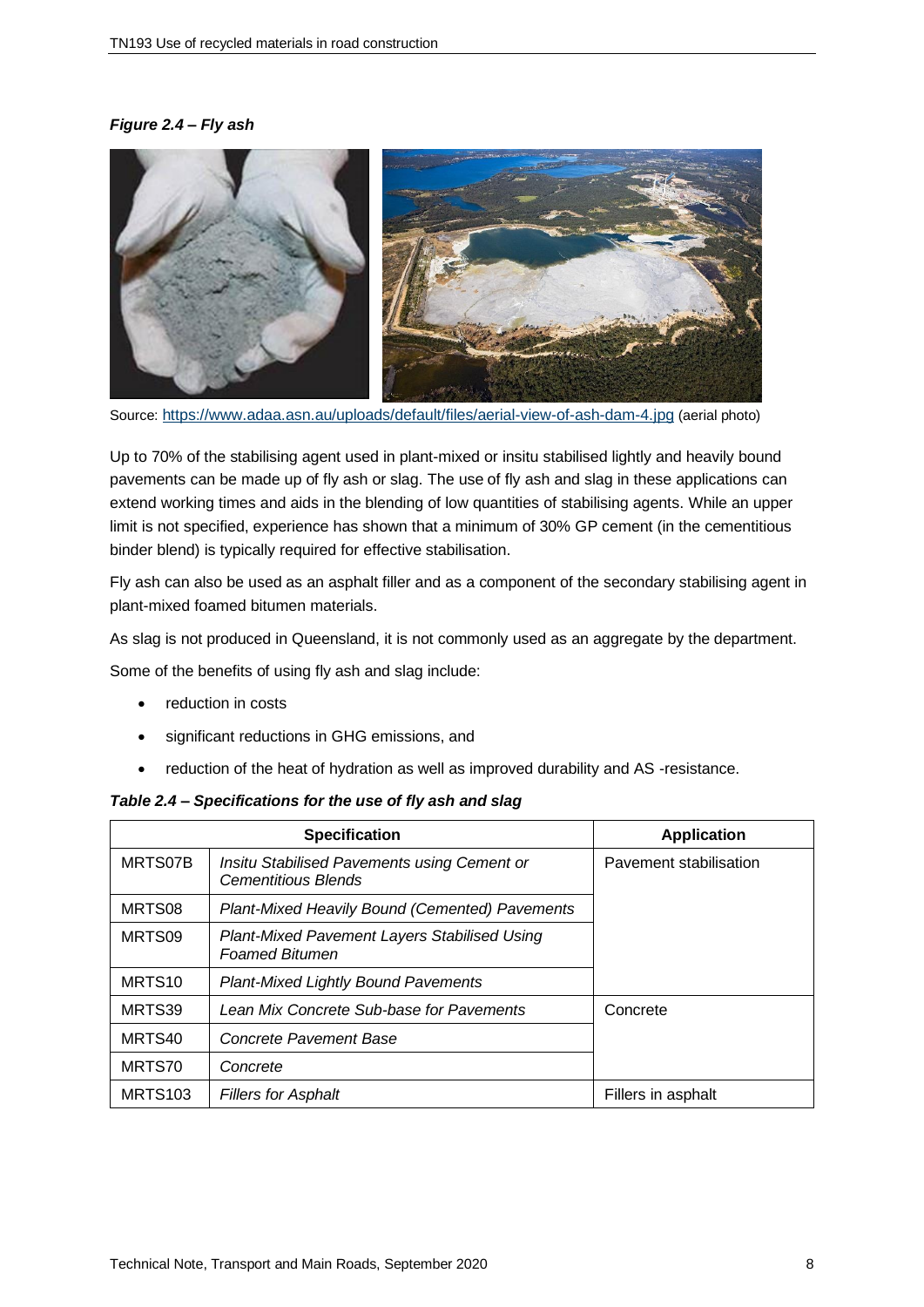*Figure 2.4 – Fly ash*

Source: https://www.adaa.asn.au/uploads/default/files/aerial-view-of-ash-dam-4.jpg (aerial photo)

Up to 70% of the stabilising agent used in plant-mixed or insitu stabilised lightly and heavily bound pavements can be made up of fly ash or slag. The use of fly ash and slag in these applications can extend working times and aids in the blending of low quantities of stabilising agents. While an upper limit is not specified, experience has shown that a minimum of 30% GP cement (in the cementitious binder blend) is typically required for effective stabilisation.

Fly ash can also be used as an asphalt filler and as a component of the secondary stabilising agent in plant-mixed foamed bitumen materials.

As slag is not produced in Queensland, it is not commonly used as an aggregate by the department.

Some of the benefits of using fly ash and slag include:

- reduction in costs
- significant reductions in GHG emissions, and
- reduction of the heat of hydration as well as improved durability and AS -resistance.

*Table 2.4 – Specifications for the use of fly ash and slag*

| Specification | | Application |
|---|---|---|
| MRTS07B | *Insitu Stabilised Pavements using Cement or Cementitious Blends* | Pavement stabilisation |
| MRTS08 | *Plant-Mixed Heavily Bound (Cemented) Pavements* | |
| MRTS09 | *Plant-Mixed Pavement Layers Stabilised Using Foamed Bitumen* | |
| MRTS10 | *Plant-Mixed Lightly Bound Pavements* | |
| MRTS39 | *Lean Mix Concrete Sub-base for Pavements* | Concrete |
| MRTS40 | *Concrete Pavement Base* | |
| MRTS70 | *Concrete* | |
| MRTS103 | *Fillers for Asphalt* | Fillers in asphalt |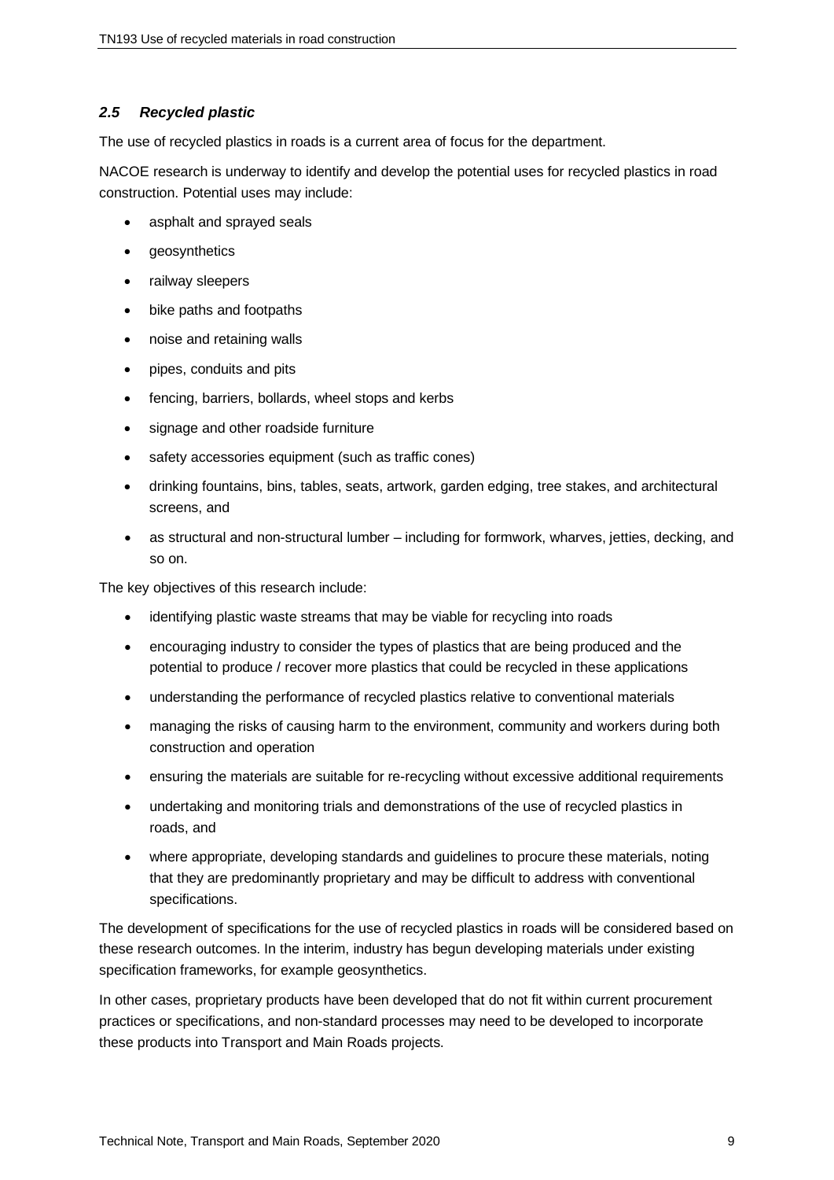### *2.5 Recycled plastic*

The use of recycled plastics in roads is a current area of focus for the department.

NACOE research is underway to identify and develop the potential uses for recycled plastics in road construction. Potential uses may include:

- asphalt and sprayed seals
- geosynthetics
- railway sleepers
- bike paths and footpaths
- noise and retaining walls
- pipes, conduits and pits
- fencing, barriers, bollards, wheel stops and kerbs
- signage and other roadside furniture
- safety accessories equipment (such as traffic cones)
- drinking fountains, bins, tables, seats, artwork, garden edging, tree stakes, and architectural screens, and
- as structural and non-structural lumber – including for formwork, wharves, jetties, decking, and so on.

The key objectives of this research include:

- identifying plastic waste streams that may be viable for recycling into roads
- encouraging industry to consider the types of plastics that are being produced and the potential to produce / recover more plastics that could be recycled in these applications
- understanding the performance of recycled plastics relative to conventional materials
- managing the risks of causing harm to the environment, community and workers during both construction and operation
- ensuring the materials are suitable for re-recycling without excessive additional requirements
- undertaking and monitoring trials and demonstrations of the use of recycled plastics in roads, and
- where appropriate, developing standards and guidelines to procure these materials, noting that they are predominantly proprietary and may be difficult to address with conventional specifications.

The development of specifications for the use of recycled plastics in roads will be considered based on these research outcomes. In the interim, industry has begun developing materials under existing specification frameworks, for example geosynthetics.

In other cases, proprietary products have been developed that do not fit within current procurement practices or specifications, and non-standard processes may need to be developed to incorporate these products into Transport and Main Roads projects.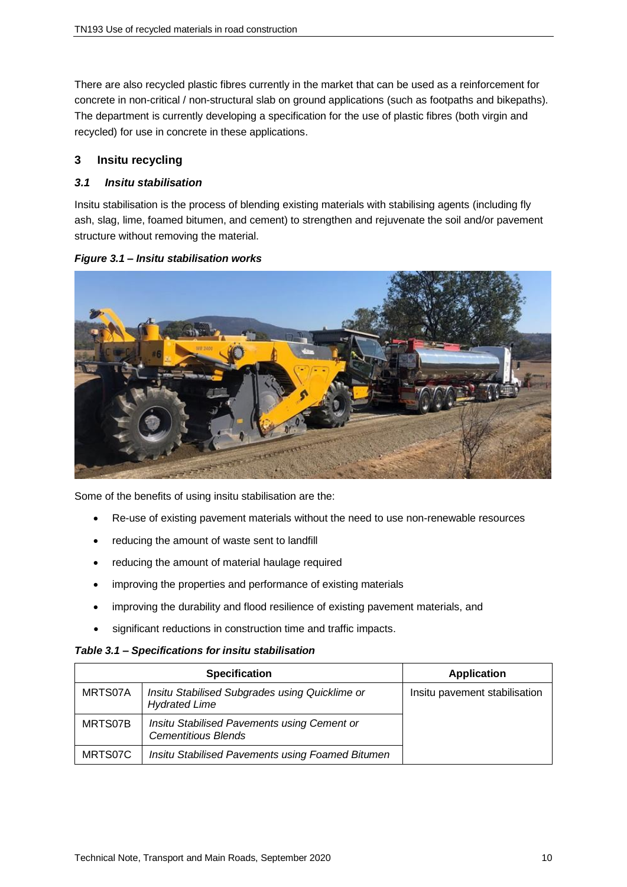There are also recycled plastic fibres currently in the market that can be used as a reinforcement for concrete in non-critical / non-structural slab on ground applications (such as footpaths and bikepaths). The department is currently developing a specification for the use of plastic fibres (both virgin and recycled) for use in concrete in these applications.

## 3 Insitu recycling

### *3.1 Insitu stabilisation*

Insitu stabilisation is the process of blending existing materials with stabilising agents (including fly ash, slag, lime, foamed bitumen, and cement) to strengthen and rejuvenate the soil and/or pavement structure without removing the material.

***Figure 3.1 – Insitu stabilisation works***

Some of the benefits of using insitu stabilisation are the:

- Re-use of existing pavement materials without the need to use non-renewable resources
- reducing the amount of waste sent to landfill
- reducing the amount of material haulage required
- improving the properties and performance of existing materials
- improving the durability and flood resilience of existing pavement materials, and
- significant reductions in construction time and traffic impacts.

***Table 3.1 – Specifications for insitu stabilisation***

| Specification | | Application |
|---|---|---|
| MRTS07A | *Insitu Stabilised Subgrades using Quicklime or Hydrated Lime* | Insitu pavement stabilisation |
| MRTS07B | *Insitu Stabilised Pavements using Cement or Cementitious Blends* | |
| MRTS07C | *Insitu Stabilised Pavements using Foamed Bitumen* | |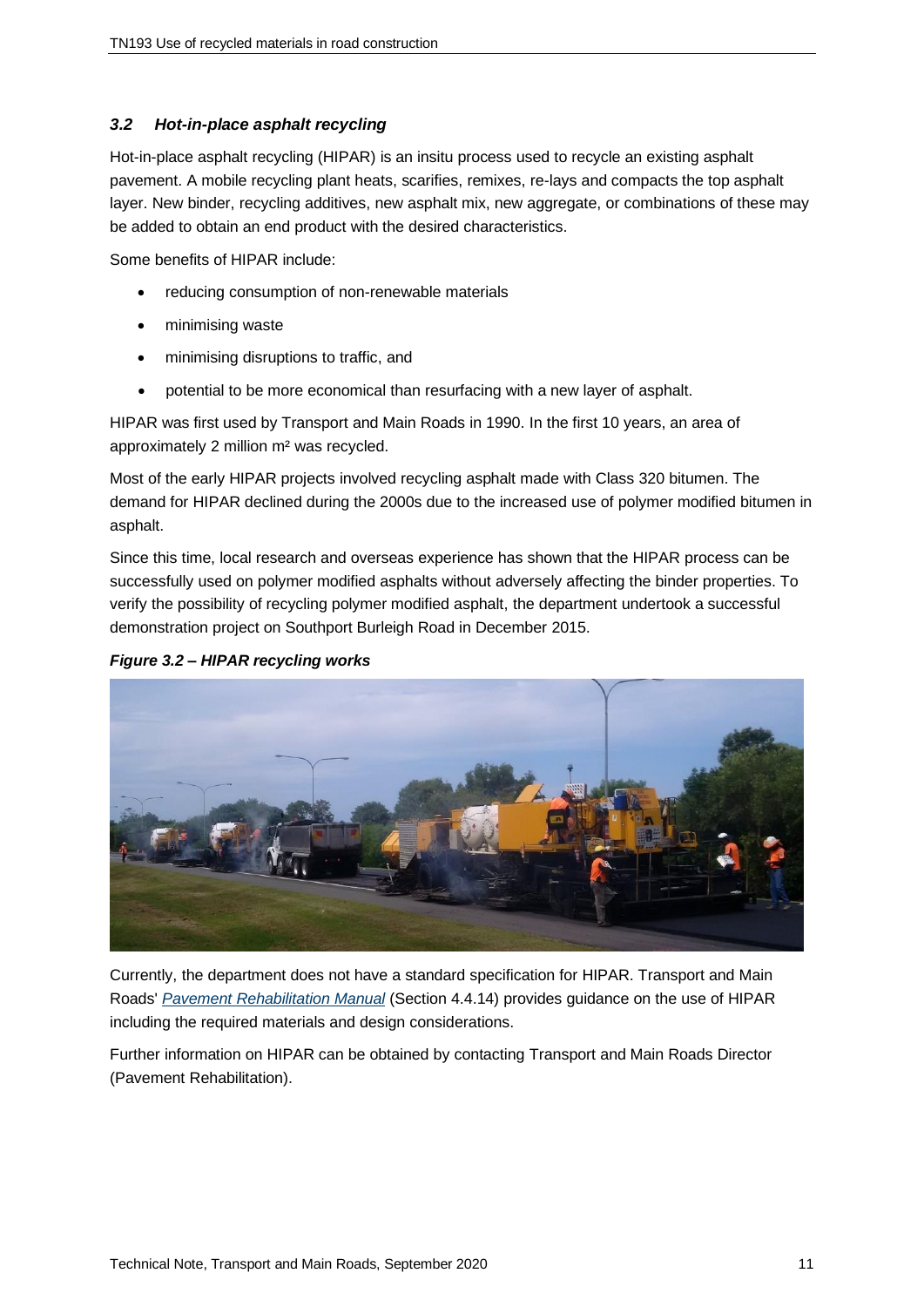### *3.2 Hot-in-place asphalt recycling*

Hot-in-place asphalt recycling (HIPAR) is an insitu process used to recycle an existing asphalt pavement. A mobile recycling plant heats, scarifies, remixes, re-lays and compacts the top asphalt layer. New binder, recycling additives, new asphalt mix, new aggregate, or combinations of these may be added to obtain an end product with the desired characteristics.

Some benefits of HIPAR include:

- reducing consumption of non-renewable materials
- minimising waste
- minimising disruptions to traffic, and
- potential to be more economical than resurfacing with a new layer of asphalt.

HIPAR was first used by Transport and Main Roads in 1990. In the first 10 years, an area of approximately 2 million m² was recycled.

Most of the early HIPAR projects involved recycling asphalt made with Class 320 bitumen. The demand for HIPAR declined during the 2000s due to the increased use of polymer modified bitumen in asphalt.

Since this time, local research and overseas experience has shown that the HIPAR process can be successfully used on polymer modified asphalts without adversely affecting the binder properties. To verify the possibility of recycling polymer modified asphalt, the department undertook a successful demonstration project on Southport Burleigh Road in December 2015.

***Figure 3.2 – HIPAR recycling works***

Currently, the department does not have a standard specification for HIPAR. Transport and Main Roads' *Pavement Rehabilitation Manual* (Section 4.4.14) provides guidance on the use of HIPAR including the required materials and design considerations.

Further information on HIPAR can be obtained by contacting Transport and Main Roads Director (Pavement Rehabilitation).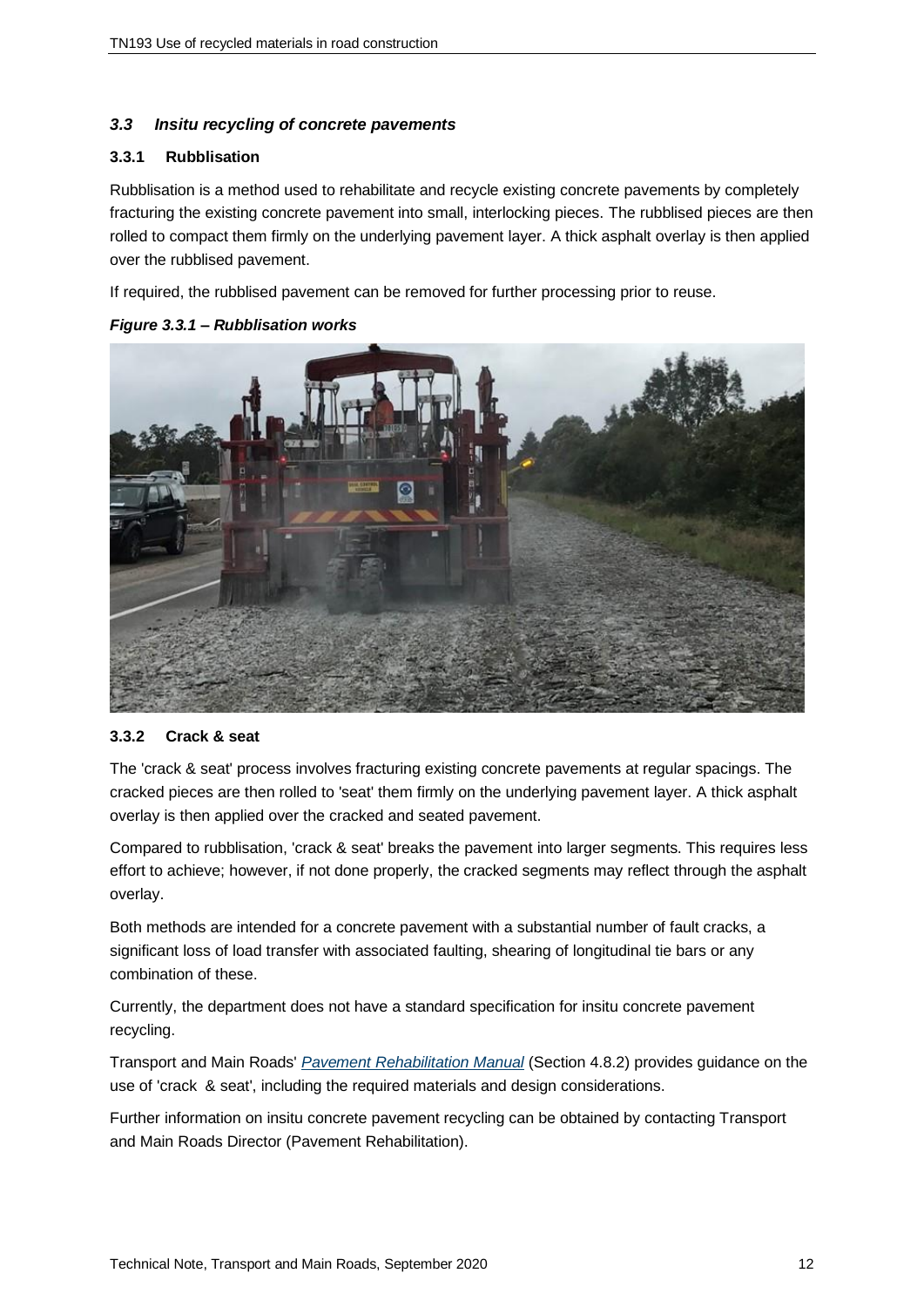## 3.3 Insitu recycling of concrete pavements

### 3.3.1 Rubblisation

Rubblisation is a method used to rehabilitate and recycle existing concrete pavements by completely fracturing the existing concrete pavement into small, interlocking pieces. The rubblised pieces are then rolled to compact them firmly on the underlying pavement layer. A thick asphalt overlay is then applied over the rubblised pavement.

If required, the rubblised pavement can be removed for further processing prior to reuse.

***Figure 3.3.1 – Rubblisation works***

### 3.3.2 Crack & seat

The 'crack & seat' process involves fracturing existing concrete pavements at regular spacings. The cracked pieces are then rolled to 'seat' them firmly on the underlying pavement layer. A thick asphalt overlay is then applied over the cracked and seated pavement.

Compared to rubblisation, 'crack & seat' breaks the pavement into larger segments. This requires less effort to achieve; however, if not done properly, the cracked segments may reflect through the asphalt overlay.

Both methods are intended for a concrete pavement with a substantial number of fault cracks, a significant loss of load transfer with associated faulting, shearing of longitudinal tie bars or any combination of these.

Currently, the department does not have a standard specification for insitu concrete pavement recycling.

Transport and Main Roads' *Pavement Rehabilitation Manual* (Section 4.8.2) provides guidance on the use of 'crack & seat', including the required materials and design considerations.

Further information on insitu concrete pavement recycling can be obtained by contacting Transport and Main Roads Director (Pavement Rehabilitation).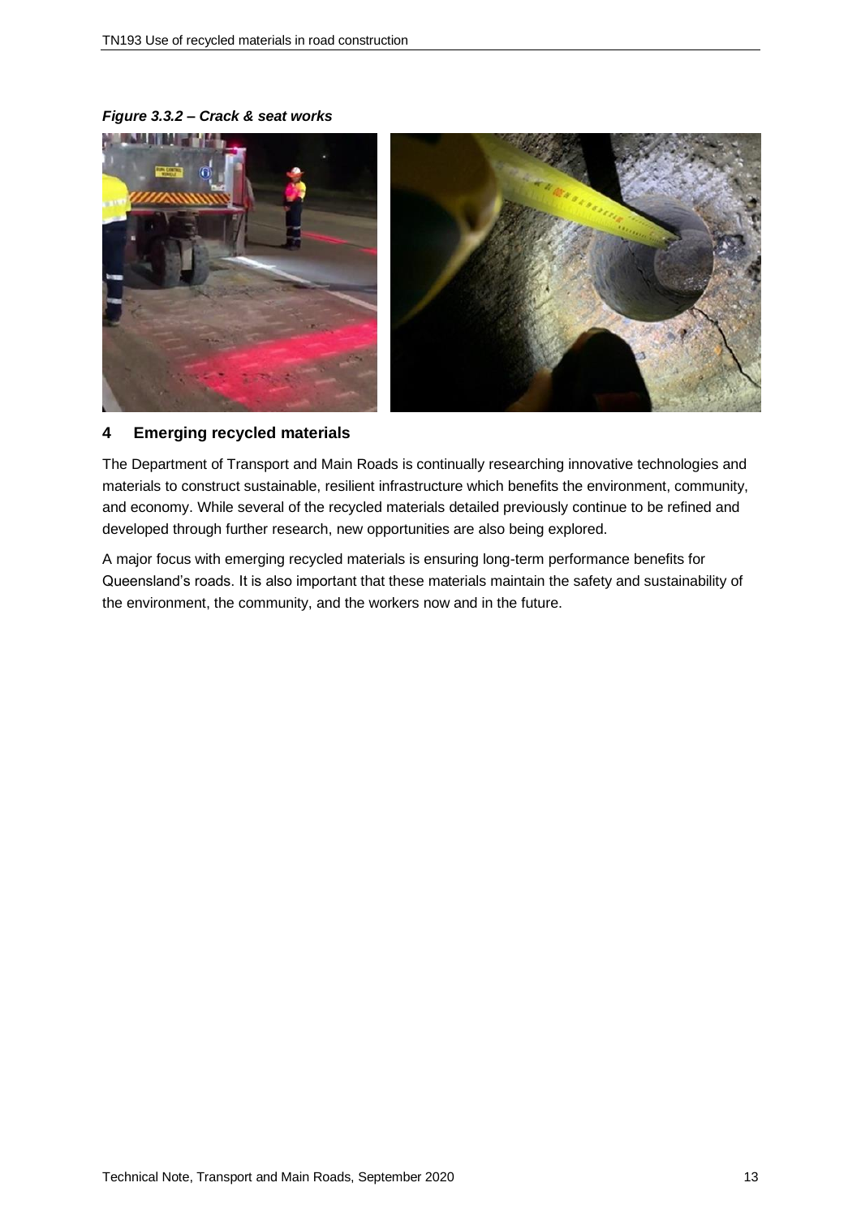*Figure 3.3.2 – Crack & seat works*

## 4 Emerging recycled materials

The Department of Transport and Main Roads is continually researching innovative technologies and materials to construct sustainable, resilient infrastructure which benefits the environment, community, and economy. While several of the recycled materials detailed previously continue to be refined and developed through further research, new opportunities are also being explored.

A major focus with emerging recycled materials is ensuring long-term performance benefits for Queensland's roads. It is also important that these materials maintain the safety and sustainability of the environment, the community, and the workers now and in the future.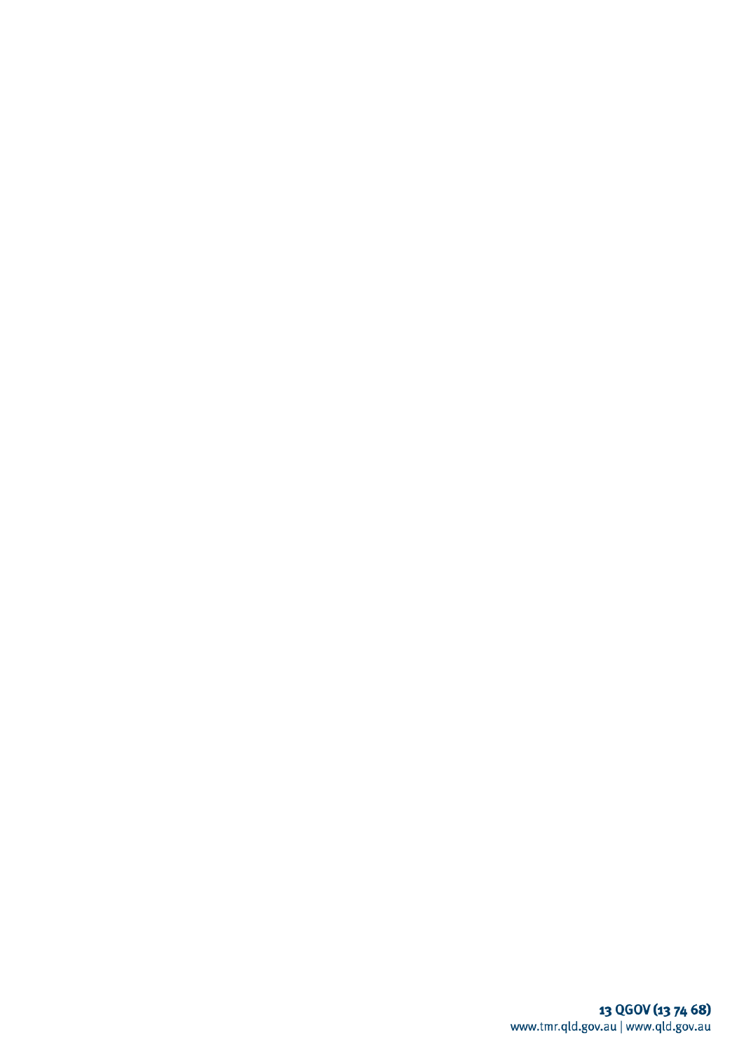**13 QGOV (13 74 68)**
www.tmr.qld.gov.au | www.qld.gov.au